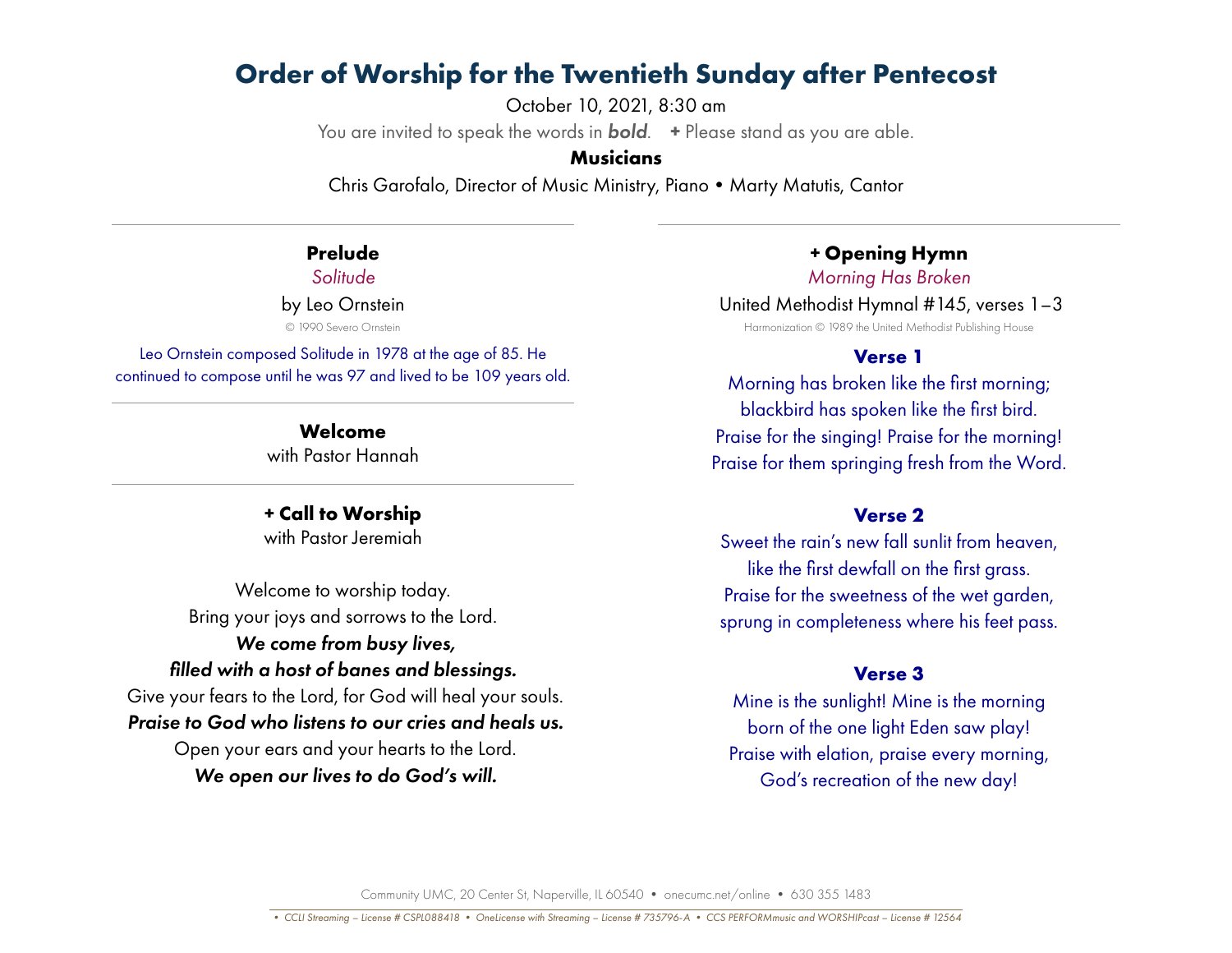# Order of Worship for the Twentieth Sunday after Pentecost

October 10, 2021, 8:30 am

You are invited to speak the words in ***bold***. **+** Please stand as you are able.

**Musicians**

Chris Garofalo, Director of Music Ministry, Piano • Marty Matutis, Cantor

---

## Prelude

*Solitude*

by Leo Ornstein

© 1990 Severo Ornstein

Leo Ornstein composed Solitude in 1978 at the age of 85. He continued to compose until he was 97 and lived to be 109 years old.

---

## Welcome

with Pastor Hannah

---

## + Call to Worship

with Pastor Jeremiah

Welcome to worship today.
Bring your joys and sorrows to the Lord.
***We come from busy lives,***
***filled with a host of banes and blessings.***
Give your fears to the Lord, for God will heal your souls.
***Praise to God who listens to our cries and heals us.***
Open your ears and your hearts to the Lord.
***We open our lives to do God's will.***

---

## + Opening Hymn

*Morning Has Broken*

United Methodist Hymnal #145, verses 1–3

Harmonization © 1989 the United Methodist Publishing House

### Verse 1

Morning has broken like the first morning;
blackbird has spoken like the first bird.
Praise for the singing! Praise for the morning!
Praise for them springing fresh from the Word.

### Verse 2

Sweet the rain's new fall sunlit from heaven,
like the first dewfall on the first grass.
Praise for the sweetness of the wet garden,
sprung in completeness where his feet pass.

### Verse 3

Mine is the sunlight! Mine is the morning
born of the one light Eden saw play!
Praise with elation, praise every morning,
God's recreation of the new day!

---

Community UMC, 20 Center St, Naperville, IL 60540 • onecumc.net/online • 630 355 1483

*• CCLI Streaming – License # CSPL088418 • OneLicense with Streaming – License # 735796-A • CCS PERFORMmusic and WORSHIPcast – License # 12564*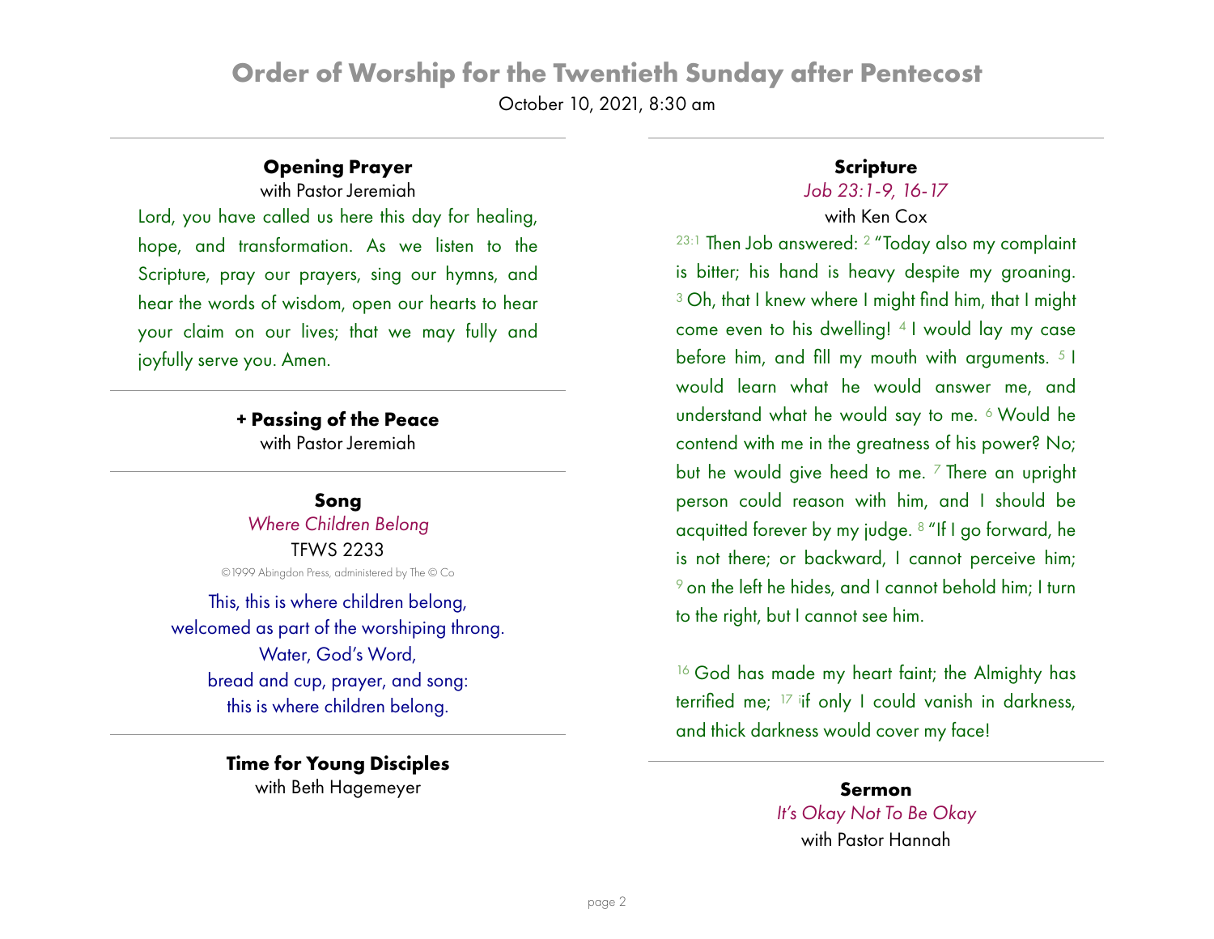# Order of Worship for the Twentieth Sunday after Pentecost

October 10, 2021, 8:30 am

---

### Opening Prayer

with Pastor Jeremiah

Lord, you have called us here this day for healing, hope, and transformation. As we listen to the Scripture, pray our prayers, sing our hymns, and hear the words of wisdom, open our hearts to hear your claim on our lives; that we may fully and joyfully serve you. Amen.

---

### + Passing of the Peace

with Pastor Jeremiah

---

### Song

*Where Children Belong*

TFWS 2233

©1999 Abingdon Press, administered by The © Co

This, this is where children belong,
welcomed as part of the worshiping throng.
Water, God's Word,
bread and cup, prayer, and song:
this is where children belong.

---

### Time for Young Disciples

with Beth Hagemeyer

---

### Scripture

*Job 23:1-9, 16-17*

with Ken Cox

[23:1] Then Job answered: [2] "Today also my complaint is bitter; his hand is heavy despite my groaning. [3] Oh, that I knew where I might find him, that I might come even to his dwelling! [4] I would lay my case before him, and fill my mouth with arguments. [5] I would learn what he would answer me, and understand what he would say to me. [6] Would he contend with me in the greatness of his power? No; but he would give heed to me. [7] There an upright person could reason with him, and I should be acquitted forever by my judge. [8] "If I go forward, he is not there; or backward, I cannot perceive him; [9] on the left he hides, and I cannot behold him; I turn to the right, but I cannot see him.

[16] God has made my heart faint; the Almighty has terrified me; [17] if only I could vanish in darkness, and thick darkness would cover my face!

---

### Sermon

*It's Okay Not To Be Okay*

with Pastor Hannah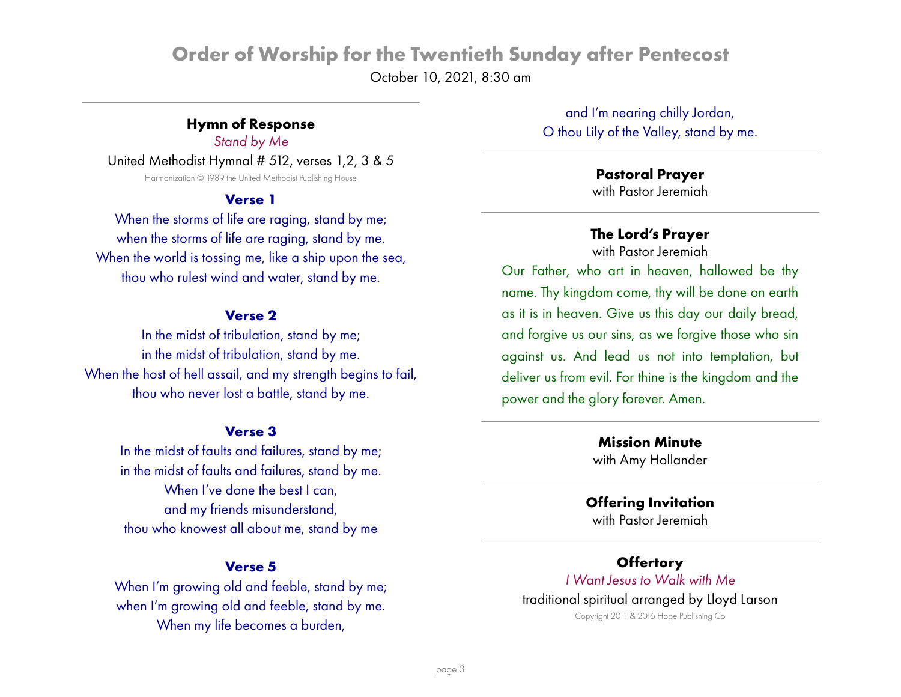# Order of Worship for the Twentieth Sunday after Pentecost

October 10, 2021, 8:30 am

### Hymn of Response

*Stand by Me*

United Methodist Hymnal # 512, verses 1,2, 3 & 5

Harmonization © 1989 the United Methodist Publishing House

**Verse 1**

When the storms of life are raging, stand by me;
when the storms of life are raging, stand by me.
When the world is tossing me, like a ship upon the sea,
thou who rulest wind and water, stand by me.

**Verse 2**

In the midst of tribulation, stand by me;
in the midst of tribulation, stand by me.
When the host of hell assail, and my strength begins to fail,
thou who never lost a battle, stand by me.

**Verse 3**

In the midst of faults and failures, stand by me;
in the midst of faults and failures, stand by me.
When I've done the best I can,
and my friends misunderstand,
thou who knowest all about me, stand by me

**Verse 5**

When I'm growing old and feeble, stand by me;
when I'm growing old and feeble, stand by me.
When my life becomes a burden,
and I'm nearing chilly Jordan,
O thou Lily of the Valley, stand by me.

---

### Pastoral Prayer

with Pastor Jeremiah

---

### The Lord's Prayer

with Pastor Jeremiah

Our Father, who art in heaven, hallowed be thy name. Thy kingdom come, thy will be done on earth as it is in heaven. Give us this day our daily bread, and forgive us our sins, as we forgive those who sin against us. And lead us not into temptation, but deliver us from evil. For thine is the kingdom and the power and the glory forever. Amen.

---

### Mission Minute

with Amy Hollander

---

### Offering Invitation

with Pastor Jeremiah

---

### Offertory

*I Want Jesus to Walk with Me*

traditional spiritual arranged by Lloyd Larson

Copyright 2011 & 2016 Hope Publishing Co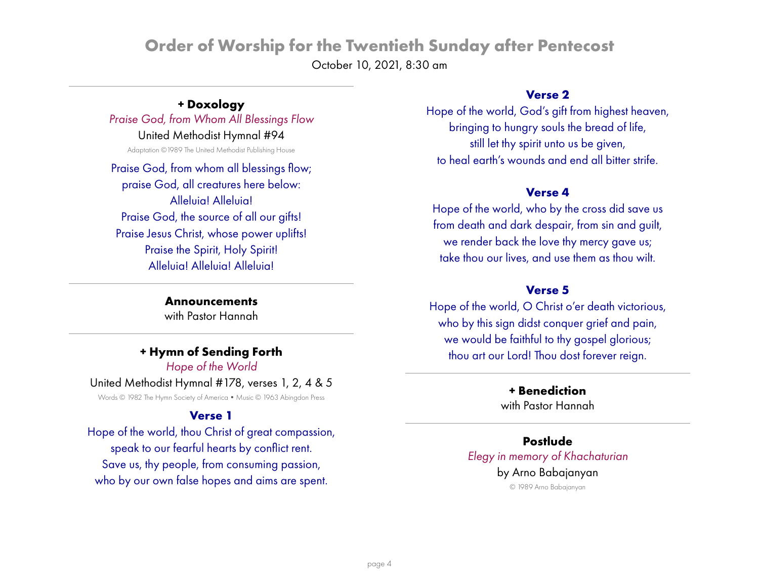# Order of Worship for the Twentieth Sunday after Pentecost

October 10, 2021, 8:30 am

---

### + Doxology

*Praise God, from Whom All Blessings Flow*

United Methodist Hymnal #94

Adaptation © 1989 The United Methodist Publishing House

Praise God, from whom all blessings flow;
praise God, all creatures here below:
Alleluia! Alleluia!
Praise God, the source of all our gifts!
Praise Jesus Christ, whose power uplifts!
Praise the Spirit, Holy Spirit!
Alleluia! Alleluia! Alleluia!

---

### Announcements

with Pastor Hannah

---

### + Hymn of Sending Forth

*Hope of the World*

United Methodist Hymnal #178, verses 1, 2, 4 & 5

Words © 1982 The Hymn Society of America • Music © 1963 Abingdon Press

**Verse 1**

Hope of the world, thou Christ of great compassion,
speak to our fearful hearts by conflict rent.
Save us, thy people, from consuming passion,
who by our own false hopes and aims are spent.

**Verse 2**

Hope of the world, God's gift from highest heaven,
bringing to hungry souls the bread of life,
still let thy spirit unto us be given,
to heal earth's wounds and end all bitter strife.

**Verse 4**

Hope of the world, who by the cross did save us
from death and dark despair, from sin and guilt,
we render back the love thy mercy gave us;
take thou our lives, and use them as thou wilt.

**Verse 5**

Hope of the world, O Christ o'er death victorious,
who by this sign didst conquer grief and pain,
we would be faithful to thy gospel glorious;
thou art our Lord! Thou dost forever reign.

---

### + Benediction

with Pastor Hannah

---

### Postlude

*Elegy in memory of Khachaturian*

by Arno Babajanyan

© 1989 Arno Babajanyan